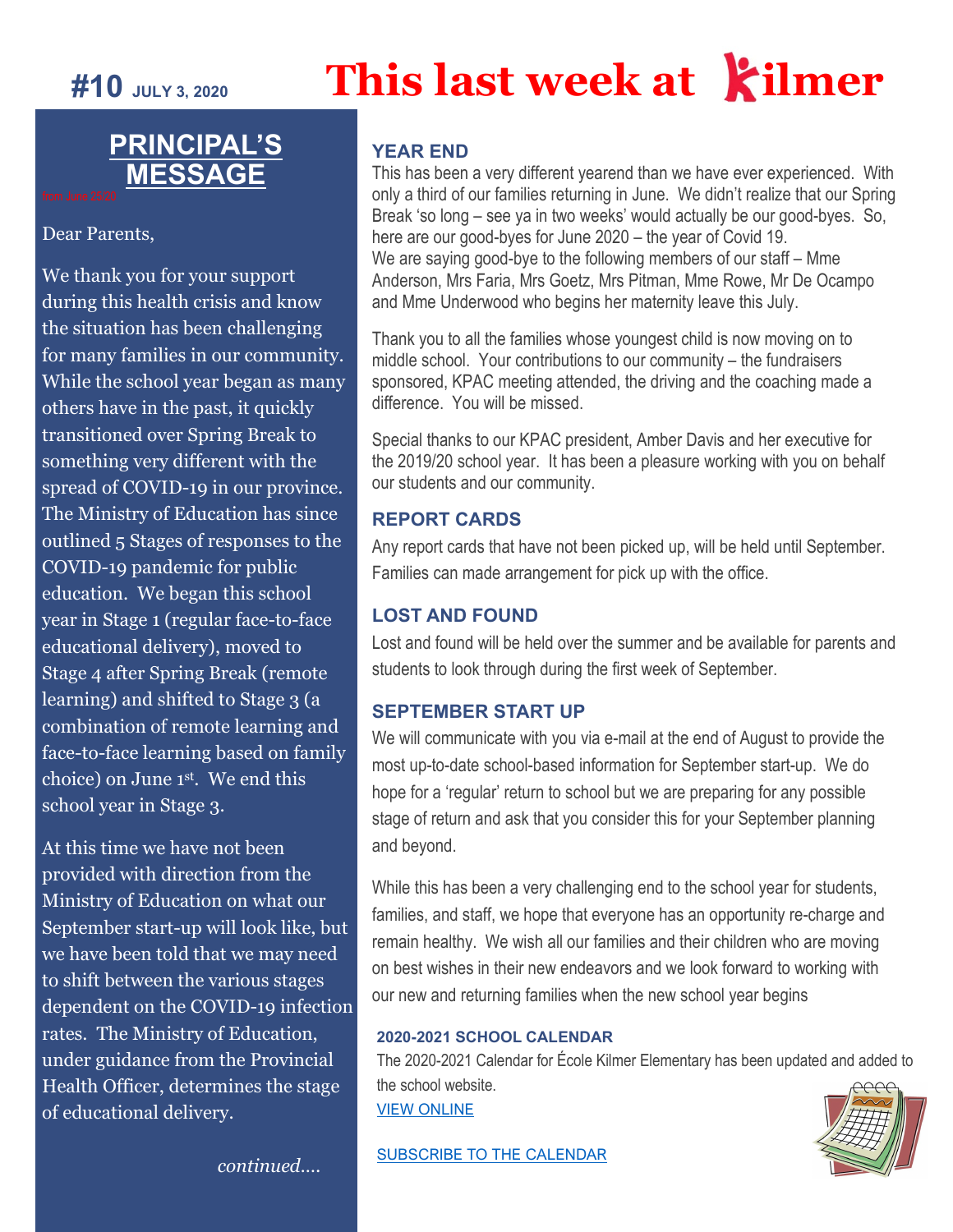**#10** JULY 3, 2020

# This last week at Kilmer

## PRINCIPAL'S MESSAGE

Dear Parents,

We thank you for your support during this health crisis and know the situation has been challenging for many families in our community. While the school year began as many others have in the past, it quickly transitioned over Spring Break to something very different with the spread of COVID-19 in our province. The Ministry of Education has since outlined 5 Stages of responses to the COVID-19 pandemic for public education. We began this school year in Stage 1 (regular face-to-face educational delivery), moved to Stage 4 after Spring Break (remote learning) and shifted to Stage 3 (a combination of remote learning and face-to-face learning based on family choice) on June 1st. We end this school year in Stage 3.

At this time we have not been provided with direction from the Ministry of Education on what our September start-up will look like, but we have been told that we may need to shift between the various stages dependent on the COVID-19 infection rates. The Ministry of Education, under guidance from the Provincial Health Officer, determines the stage of educational delivery.

*continued….*

### YEAR END

This has been a very different yearend than we have ever experienced. With only a third of our families returning in June. We didn't realize that our Spring Break 'so long – see ya in two weeks' would actually be our good-byes. So, here are our good-byes for June 2020 – the year of Covid 19. We are saying good-bye to the following members of our staff – Mme Anderson, Mrs Faria, Mrs Goetz, Mrs Pitman, Mme Rowe, Mr De Ocampo and Mme Underwood who begins her maternity leave this July.

Thank you to all the families whose youngest child is now moving on to middle school. Your contributions to our community – the fundraisers sponsored, KPAC meeting attended, the driving and the coaching made a difference. You will be missed.

Special thanks to our KPAC president, Amber Davis and her executive for the 2019/20 school year. It has been a pleasure working with you on behalf our students and our community.

### REPORT CARDS

Any report cards that have not been picked up, will be held until September. Families can made arrangement for pick up with the office.

### LOST AND FOUND

Lost and found will be held over the summer and be available for parents and students to look through during the first week of September.

### SEPTEMBER START UP

We will communicate with you via e-mail at the end of August to provide the most up-to-date school-based information for September start-up. We do hope for a 'regular' return to school but we are preparing for any possible stage of return and ask that you consider this for your September planning and beyond.

While this has been a very challenging end to the school year for students, families, and staff, we hope that everyone has an opportunity re-charge and remain healthy. We wish all our families and their children who are moving on best wishes in their new endeavors and we look forward to working with our new and returning families when the new school year begins

#### 2020-2021 SCHOOL CALENDAR

The 2020-2021 Calendar for École Kilmer Elementary has been updated and added to the school website.

VIEW ONLINE

SUBSCRIBE TO THE CALENDAR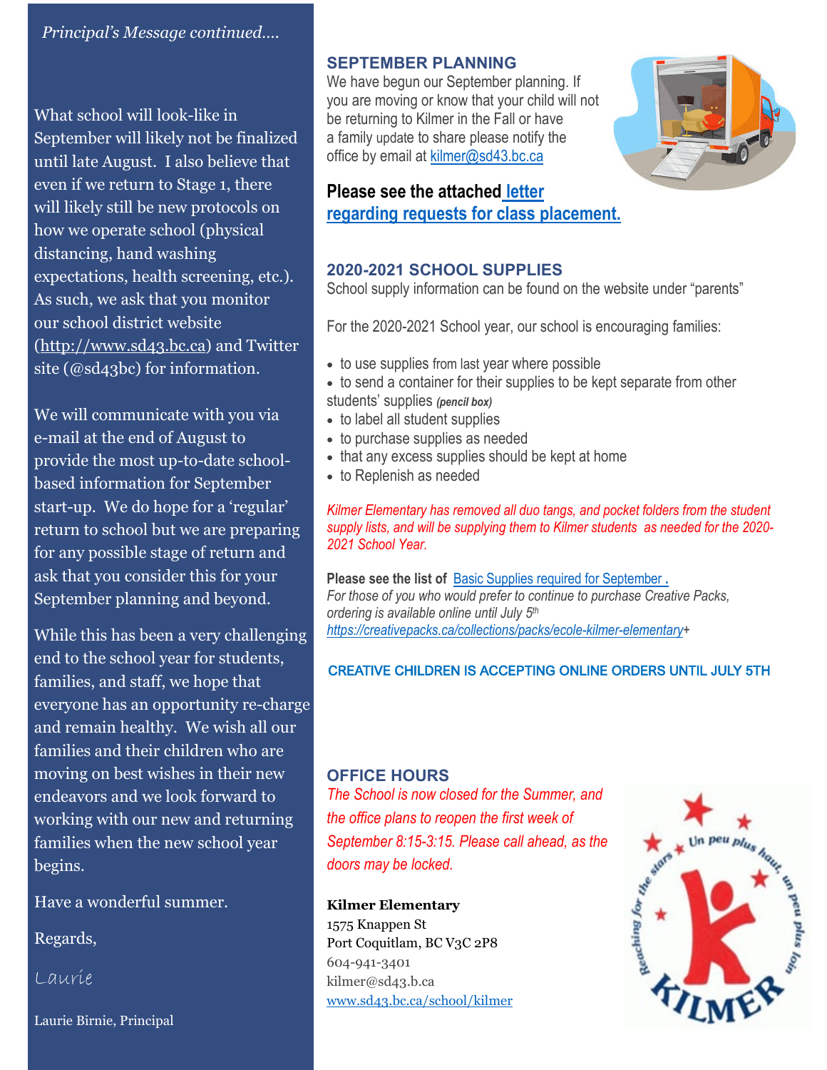*Principal's Message continued….*

What school will look-like in September will likely not be finalized until late August. I also believe that even if we return to Stage 1, there will likely still be new protocols on how we operate school (physical distancing, hand washing expectations, health screening, etc.). As such, we ask that you monitor our school district website (http://www.sd43.bc.ca) and Twitter site (@sd43bc) for information.

We will communicate with you via e-mail at the end of August to provide the most up-to-date school-based information for September start-up. We do hope for a 'regular' return to school but we are preparing for any possible stage of return and ask that you consider this for your September planning and beyond.

While this has been a very challenging end to the school year for students, families, and staff, we hope that everyone has an opportunity re-charge and remain healthy. We wish all our families and their children who are moving on best wishes in their new endeavors and we look forward to working with our new and returning families when the new school year begins.

Have a wonderful summer.

Regards,

Laurie

Laurie Birnie, Principal

## SEPTEMBER PLANNING

We have begun our September planning. If you are moving or know that your child will not be returning to Kilmer in the Fall or have a family update to share please notify the office by email at kilmer@sd43.bc.ca

**Please see the attached letter regarding requests for class placement.**

## 2020-2021 SCHOOL SUPPLIES

School supply information can be found on the website under "parents"

For the 2020-2021 School year, our school is encouraging families:

- to use supplies from last year where possible
- to send a container for their supplies to be kept separate from other students' supplies ***(pencil box)***
- to label all student supplies
- to purchase supplies as needed
- that any excess supplies should be kept at home
- to Replenish as needed

*Kilmer Elementary has removed all duo tangs, and pocket folders from the student supply lists, and will be supplying them to Kilmer students as needed for the 2020-2021 School Year.*

**Please see the list of** Basic Supplies required for September **.**
*For those of you who would prefer to continue to purchase Creative Packs, ordering is available online until July 5th*
*https://creativepacks.ca/collections/packs/ecole-kilmer-elementary*+

CREATIVE CHILDREN IS ACCEPTING ONLINE ORDERS UNTIL JULY 5TH

## OFFICE HOURS

*The School is now closed for the Summer, and the office plans to reopen the first week of September 8:15-3:15. Please call ahead, as the doors may be locked.*

**Kilmer Elementary**
1575 Knappen St
Port Coquitlam, BC V3C 2P8
604-941-3401
kilmer@sd43.b.ca
www.sd43.bc.ca/school/kilmer

Reaching for the stars · Un peu plus haut, un peu plus loin · KILMER